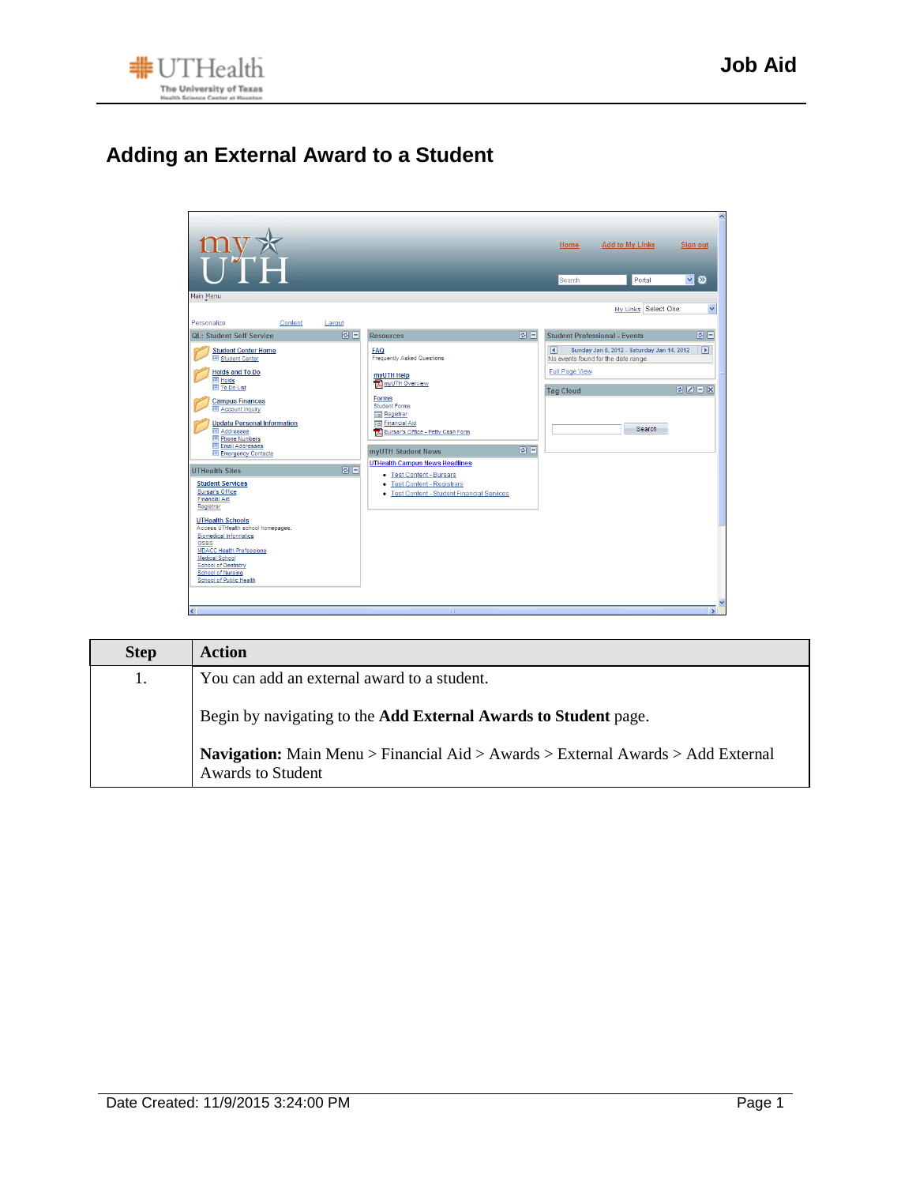# Adding an External Award to a Student

| Step | Action |
|---|---|
| 1. | You can add an external award to a student.<br><br>Begin by navigating to the **Add External Awards to Student** page.<br><br>**Navigation:** Main Menu > Financial Aid > Awards > External Awards > Add External Awards to Student |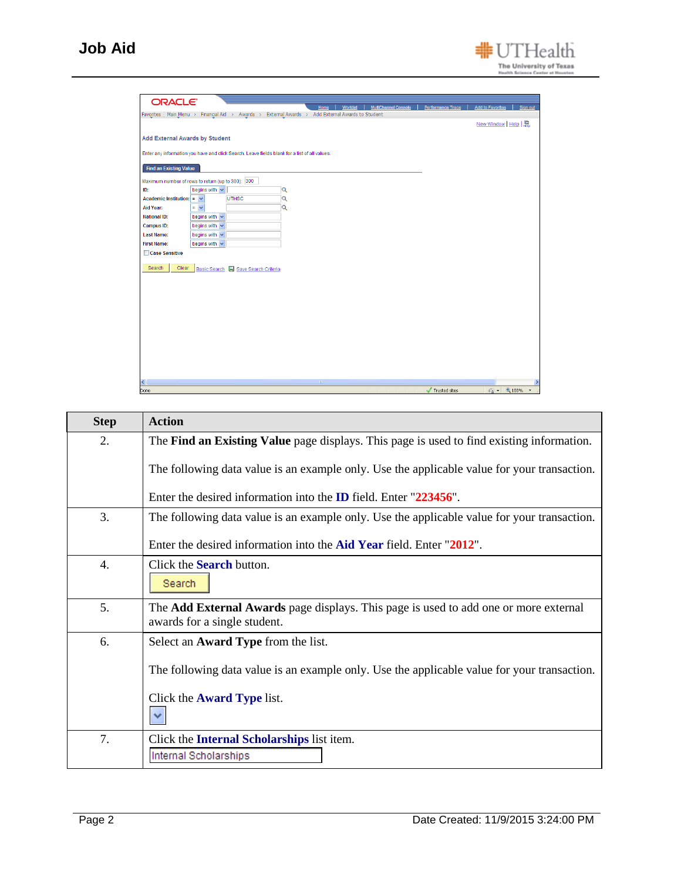| Step | Action |
| --- | --- |
| 2. | The **Find an Existing Value** page displays. This page is used to find existing information.<br><br>The following data value is an example only. Use the applicable value for your transaction.<br><br>Enter the desired information into the **ID** field. Enter "**223456**". |
| 3. | The following data value is an example only. Use the applicable value for your transaction.<br><br>Enter the desired information into the **Aid Year** field. Enter "**2012**". |
| 4. | Click the **Search** button. |
| 5. | The **Add External Awards** page displays. This page is used to add one or more external awards for a single student. |
| 6. | Select an **Award Type** from the list.<br><br>The following data value is an example only. Use the applicable value for your transaction.<br><br>Click the **Award Type** list. |
| 7. | Click the **Internal Scholarships** list item. |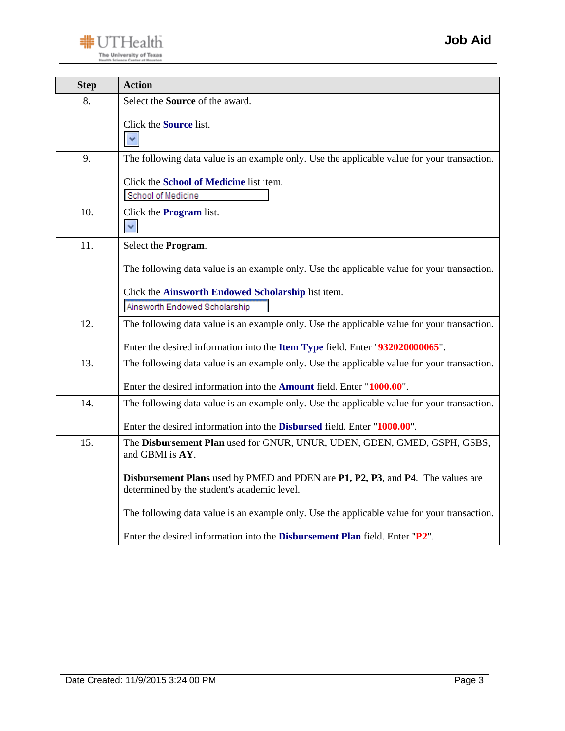| Step | Action |
| --- | --- |
| 8. | Select the **Source** of the award.<br><br>Click the **Source** list. |
| 9. | The following data value is an example only. Use the applicable value for your transaction.<br><br>Click the **School of Medicine** list item.<br>School of Medicine |
| 10. | Click the **Program** list. |
| 11. | Select the **Program**.<br><br>The following data value is an example only. Use the applicable value for your transaction.<br><br>Click the **Ainsworth Endowed Scholarship** list item.<br>Ainsworth Endowed Scholarship |
| 12. | The following data value is an example only. Use the applicable value for your transaction.<br><br>Enter the desired information into the **Item Type** field. Enter "**932020000065**". |
| 13. | The following data value is an example only. Use the applicable value for your transaction.<br><br>Enter the desired information into the **Amount** field. Enter "**1000.00**". |
| 14. | The following data value is an example only. Use the applicable value for your transaction.<br><br>Enter the desired information into the **Disbursed** field. Enter "**1000.00**". |
| 15. | The **Disbursement Plan** used for GNUR, UNUR, UDEN, GDEN, GMED, GSPH, GSBS, and GBMI is **AY**.<br><br>**Disbursement Plans** used by PMED and PDEN are **P1, P2, P3**, and **P4**. The values are determined by the student's academic level.<br><br>The following data value is an example only. Use the applicable value for your transaction.<br><br>Enter the desired information into the **Disbursement Plan** field. Enter "**P2**". |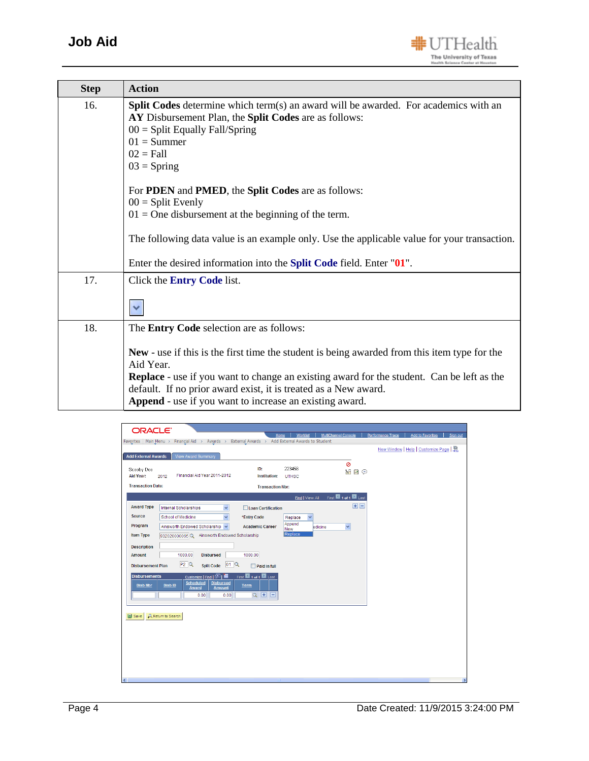| Step | Action |
| --- | --- |
| 16. | **Split Codes** determine which term(s) an award will be awarded. For academics with an **AY** Disbursement Plan, the **Split Codes** are as follows:<br>00 = Split Equally Fall/Spring<br>01 = Summer<br>02 = Fall<br>03 = Spring<br><br>For **PDEN** and **PMED**, the **Split Codes** are as follows:<br>00 = Split Evenly<br>01 = One disbursement at the beginning of the term.<br><br>The following data value is an example only. Use the applicable value for your transaction.<br><br>Enter the desired information into the **Split Code** field. Enter "**01**". |
| 17. | Click the **Entry Code** list. |
| 18. | The **Entry Code** selection are as follows:<br><br>**New** - use if this is the first time the student is being awarded from this item type for the Aid Year.<br>**Replace** - use if you want to change an existing award for the student. Can be left as the default. If no prior award exist, it is treated as a New award.<br>**Append** - use if you want to increase an existing award. |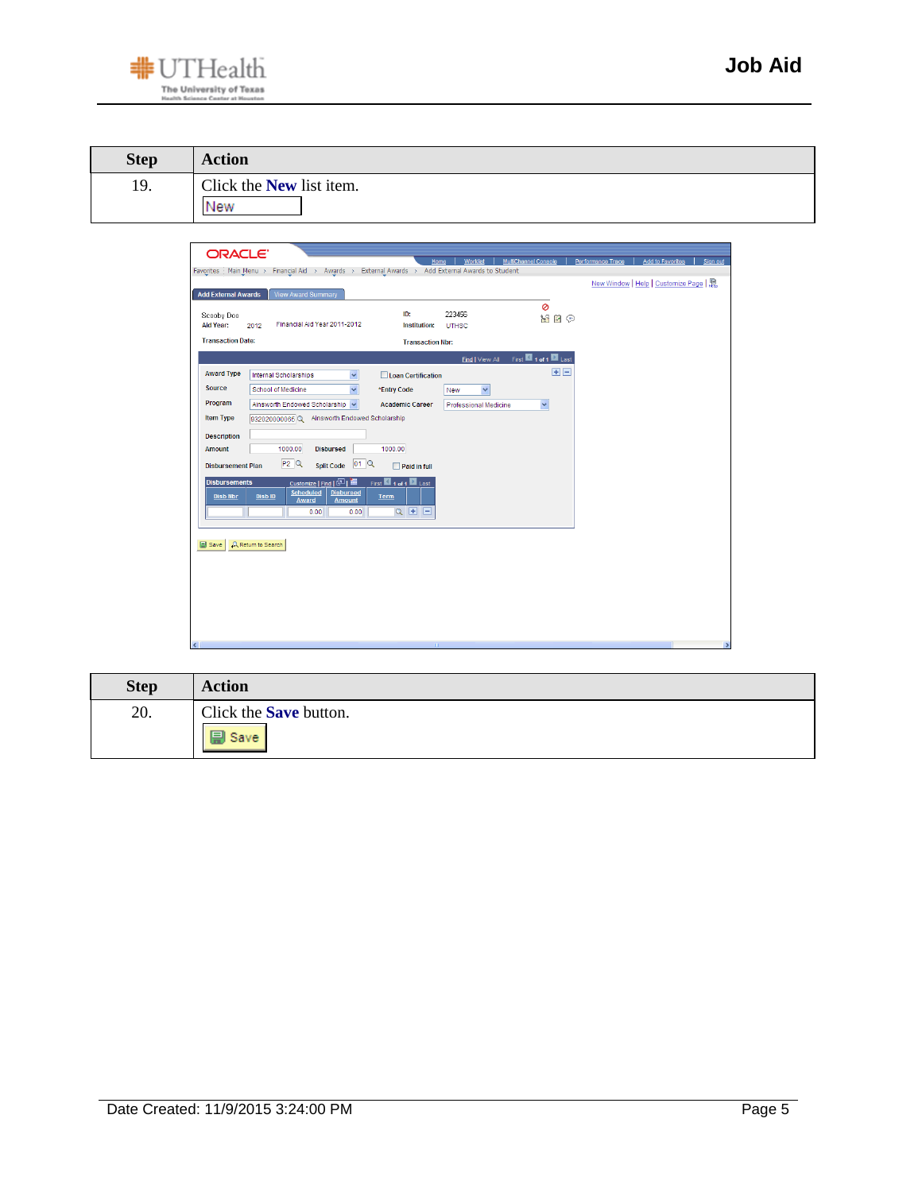| Step | Action |
| --- | --- |
| 19. | Click the **New** list item. New |

| Step | Action |
| --- | --- |
| 20. | Click the **Save** button. Save |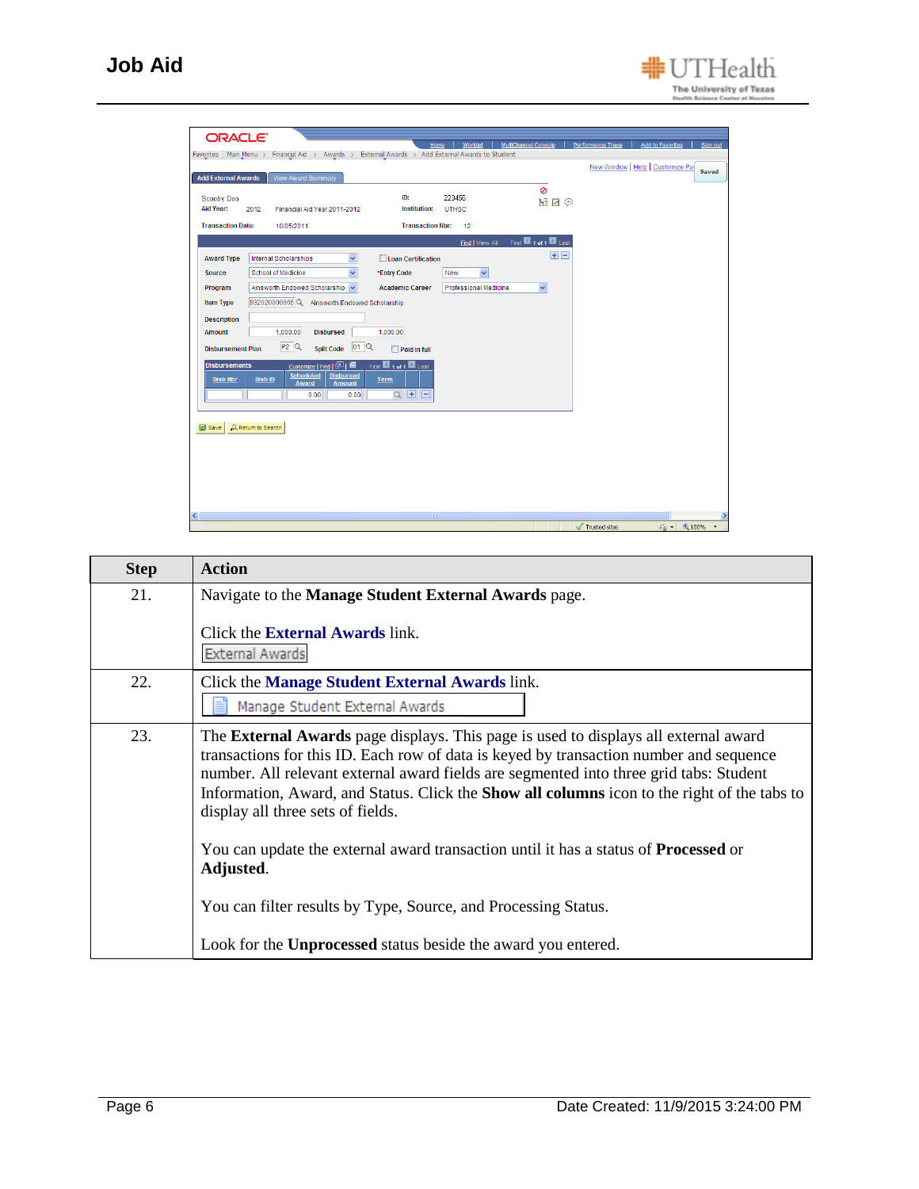| Step | Action |
| --- | --- |
| 21. | Navigate to the **Manage Student External Awards** page.<br><br>Click the **External Awards** link.<br>External Awards |
| 22. | Click the **Manage Student External Awards** link.<br>Manage Student External Awards |
| 23. | The **External Awards** page displays. This page is used to displays all external award transactions for this ID. Each row of data is keyed by transaction number and sequence number. All relevant external award fields are segmented into three grid tabs: Student Information, Award, and Status. Click the **Show all columns** icon to the right of the tabs to display all three sets of fields.<br><br>You can update the external award transaction until it has a status of **Processed** or **Adjusted**.<br><br>You can filter results by Type, Source, and Processing Status.<br><br>Look for the **Unprocessed** status beside the award you entered. |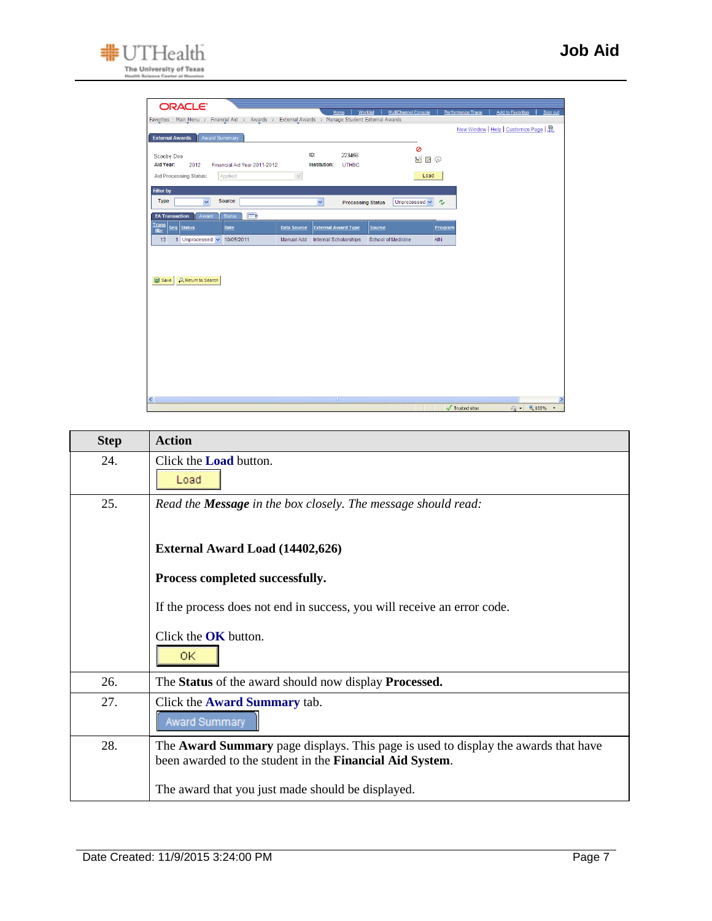| Step | Action |
|---|---|
| 24. | Click the **Load** button. |
| 25. | *Read the **Message** in the box closely. The message should read:*<br><br>**External Award Load (14402,626)**<br><br>**Process completed successfully.**<br><br>If the process does not end in success, you will receive an error code.<br><br>Click the **OK** button. |
| 26. | The **Status** of the award should now display **Processed.** |
| 27. | Click the **Award Summary** tab. |
| 28. | The **Award Summary** page displays. This page is used to display the awards that have been awarded to the student in the **Financial Aid System**.<br><br>The award that you just made should be displayed. |

Date Created: 11/9/2015 3:24:00 PM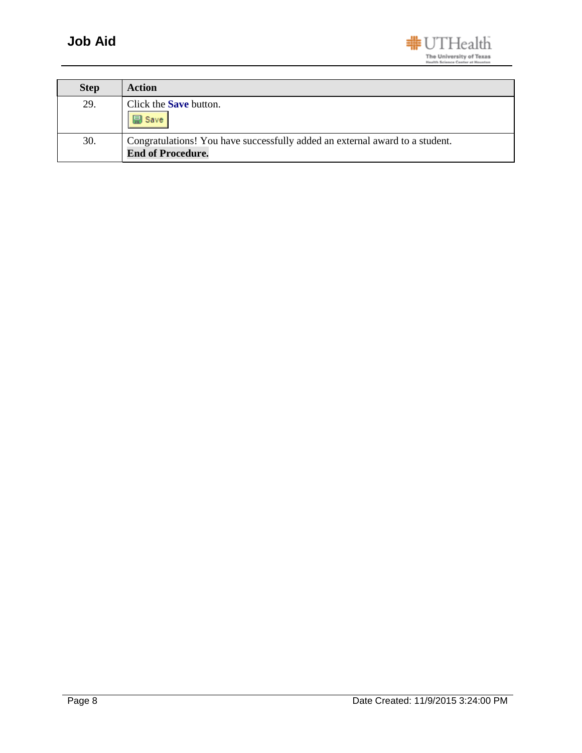| Step | Action |
|---|---|
| 29. | Click the **Save** button. |
| 30. | Congratulations! You have successfully added an external award to a student. **End of Procedure.** |